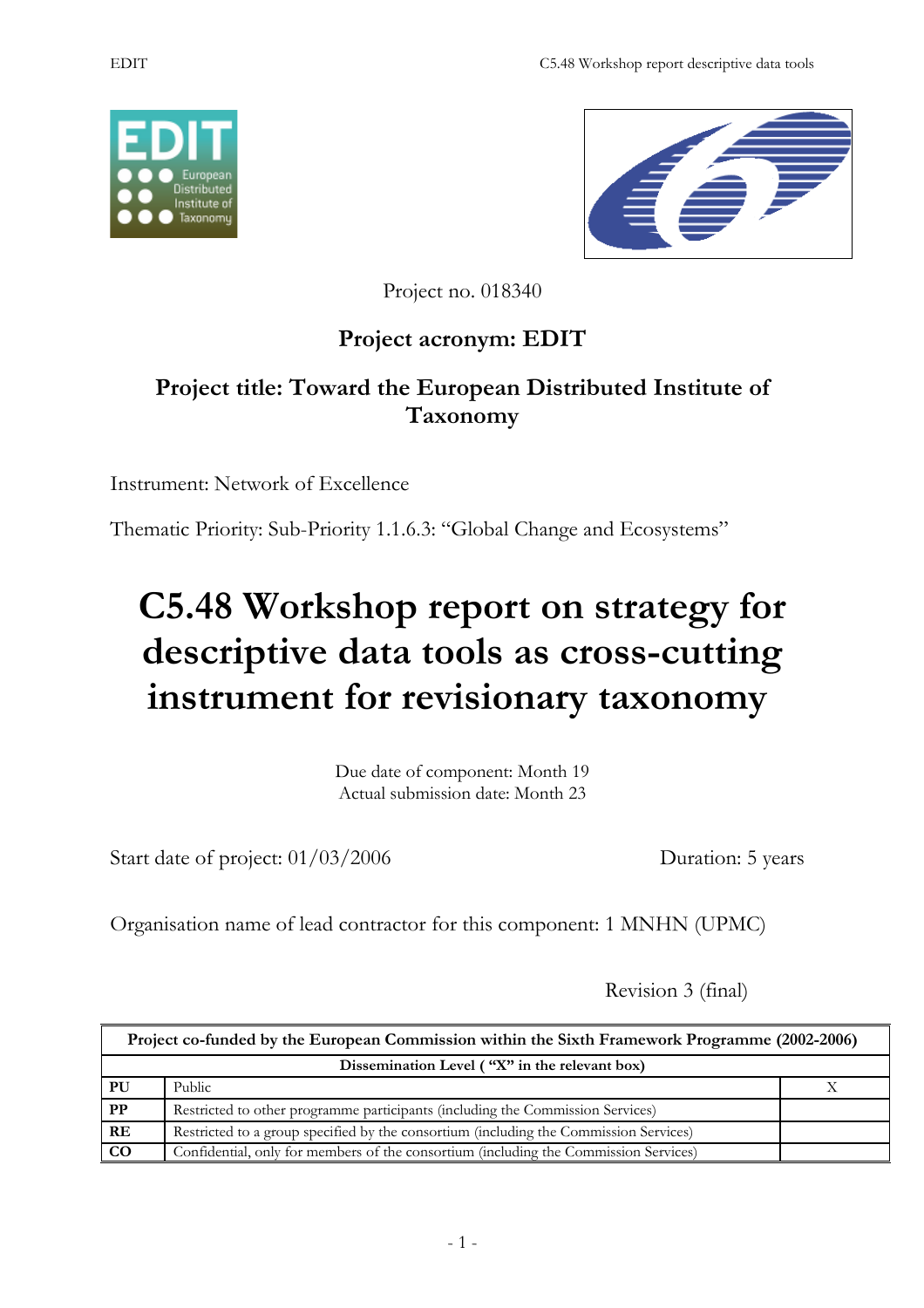Project no. 018340

**Project acronym: EDIT**

**Project title: Toward the European Distributed Institute of Taxonomy**

Instrument: Network of Excellence

Thematic Priority: Sub-Priority 1.1.6.3: "Global Change and Ecosystems"

# C5.48 Workshop report on strategy for descriptive data tools as cross-cutting instrument for revisionary taxonomy

Due date of component: Month 19
Actual submission date: Month 23

Start date of project: 01/03/2006 Duration: 5 years

Organisation name of lead contractor for this component: 1 MNHN (UPMC)

Revision 3 (final)

| **Project co-funded by the European Commission within the Sixth Framework Programme (2002-2006)** | | |
|---|---|---|
| **Dissemination Level ( "X" in the relevant box)** | | |
| **PU** | Public | X |
| **PP** | Restricted to other programme participants (including the Commission Services) | |
| **RE** | Restricted to a group specified by the consortium (including the Commission Services) | |
| **CO** | Confidential, only for members of the consortium (including the Commission Services) | |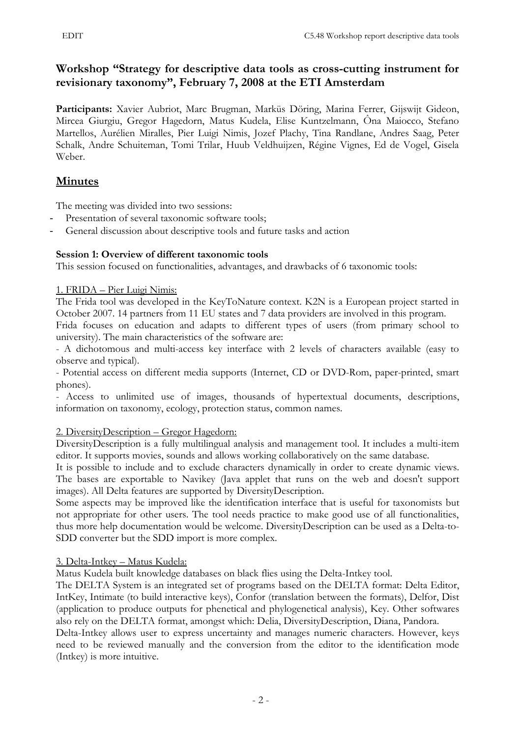## Workshop "Strategy for descriptive data tools as cross-cutting instrument for revisionary taxonomy", February 7, 2008 at the ETI Amsterdam

**Participants:** Xavier Aubriot, Marc Brugman, Markūs Döring, Marina Ferrer, Gijswijt Gideon, Mircea Giurgiu, Gregor Hagedorn, Matus Kudela, Elise Kuntzelmann, Ôna Maiocco, Stefano Martellos, Aurélien Miralles, Pier Luigi Nimis, Jozef Plachy, Tina Randlane, Andres Saag, Peter Schalk, Andre Schuiteman, Tomi Trilar, Huub Veldhuijzen, Régine Vignes, Ed de Vogel, Gisela Weber.

## Minutes

The meeting was divided into two sessions:

- Presentation of several taxonomic software tools;
- General discussion about descriptive tools and future tasks and action

### Session 1: Overview of different taxonomic tools

This session focused on functionalities, advantages, and drawbacks of 6 taxonomic tools:

1. FRIDA – Pier Luigi Nimis:

The Frida tool was developed in the KeyToNature context. K2N is a European project started in October 2007. 14 partners from 11 EU states and 7 data providers are involved in this program.

Frida focuses on education and adapts to different types of users (from primary school to university). The main characteristics of the software are:

- A dichotomous and multi-access key interface with 2 levels of characters available (easy to observe and typical).
- Potential access on different media supports (Internet, CD or DVD-Rom, paper-printed, smart phones).
- Access to unlimited use of images, thousands of hypertextual documents, descriptions, information on taxonomy, ecology, protection status, common names.

2. DiversityDescription – Gregor Hagedorn:

DiversityDescription is a fully multilingual analysis and management tool. It includes a multi-item editor. It supports movies, sounds and allows working collaboratively on the same database.

It is possible to include and to exclude characters dynamically in order to create dynamic views. The bases are exportable to Navikey (Java applet that runs on the web and doesn't support images). All Delta features are supported by DiversityDescription.

Some aspects may be improved like the identification interface that is useful for taxonomists but not appropriate for other users. The tool needs practice to make good use of all functionalities, thus more help documentation would be welcome. DiversityDescription can be used as a Delta-to-SDD converter but the SDD import is more complex.

3. Delta-Intkey – Matus Kudela:

Matus Kudela built knowledge databases on black flies using the Delta-Intkey tool.

The DELTA System is an integrated set of programs based on the DELTA format: Delta Editor, IntKey, Intimate (to build interactive keys), Confor (translation between the formats), Delfor, Dist (application to produce outputs for phenetical and phylogenetical analysis), Key. Other softwares also rely on the DELTA format, amongst which: Delia, DiversityDescription, Diana, Pandora.

Delta-Intkey allows user to express uncertainty and manages numeric characters. However, keys need to be reviewed manually and the conversion from the editor to the identification mode (Intkey) is more intuitive.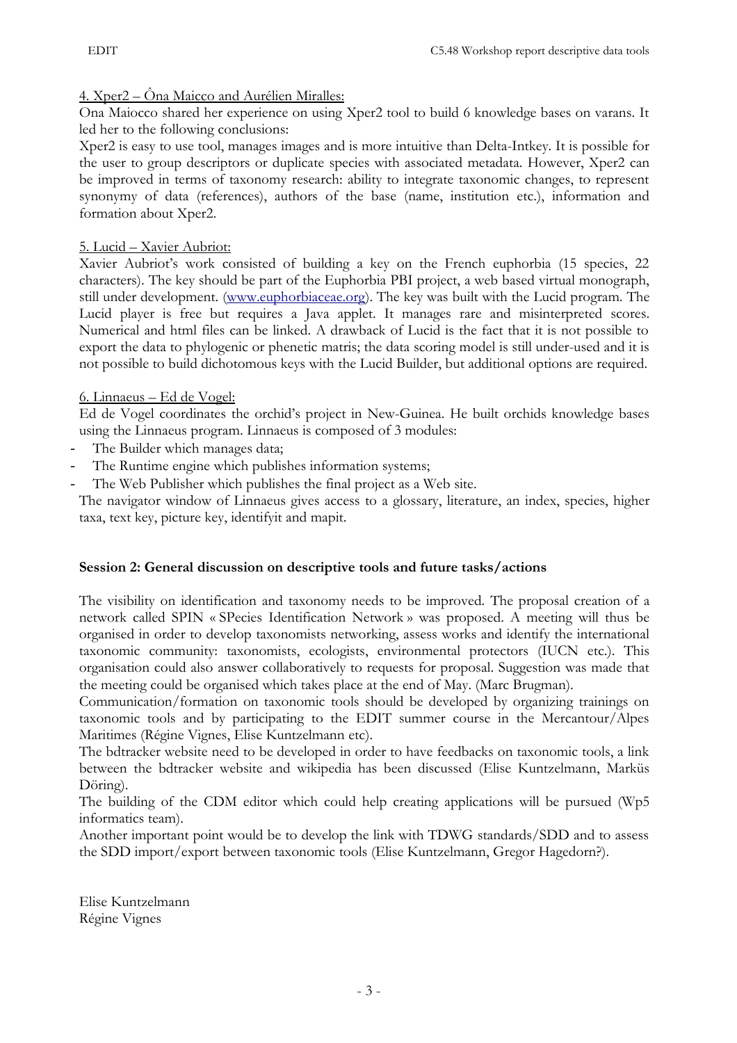4. Xper2 – Ôna Maicco and Aurélien Miralles:

Ona Maiocco shared her experience on using Xper2 tool to build 6 knowledge bases on varans. It led her to the following conclusions:

Xper2 is easy to use tool, manages images and is more intuitive than Delta-Intkey. It is possible for the user to group descriptors or duplicate species with associated metadata. However, Xper2 can be improved in terms of taxonomy research: ability to integrate taxonomic changes, to represent synonymy of data (references), authors of the base (name, institution etc.), information and formation about Xper2.

5. Lucid – Xavier Aubriot:

Xavier Aubriot's work consisted of building a key on the French euphorbia (15 species, 22 characters). The key should be part of the Euphorbia PBI project, a web based virtual monograph, still under development. (www.euphorbiaceae.org). The key was built with the Lucid program. The Lucid player is free but requires a Java applet. It manages rare and misinterpreted scores. Numerical and html files can be linked. A drawback of Lucid is the fact that it is not possible to export the data to phylogenic or phenetic matris; the data scoring model is still under-used and it is not possible to build dichotomous keys with the Lucid Builder, but additional options are required.

6. Linnaeus – Ed de Vogel:

Ed de Vogel coordinates the orchid's project in New-Guinea. He built orchids knowledge bases using the Linnaeus program. Linnaeus is composed of 3 modules:

- The Builder which manages data;
- The Runtime engine which publishes information systems;
- The Web Publisher which publishes the final project as a Web site.

The navigator window of Linnaeus gives access to a glossary, literature, an index, species, higher taxa, text key, picture key, identifyit and mapit.

**Session 2: General discussion on descriptive tools and future tasks/actions**

The visibility on identification and taxonomy needs to be improved. The proposal creation of a network called SPIN « SPecies Identification Network » was proposed. A meeting will thus be organised in order to develop taxonomists networking, assess works and identify the international taxonomic community: taxonomists, ecologists, environmental protectors (IUCN etc.). This organisation could also answer collaboratively to requests for proposal. Suggestion was made that the meeting could be organised which takes place at the end of May. (Marc Brugman).

Communication/formation on taxonomic tools should be developed by organizing trainings on taxonomic tools and by participating to the EDIT summer course in the Mercantour/Alpes Maritimes (Régine Vignes, Elise Kuntzelmann etc).

The bdtracker website need to be developed in order to have feedbacks on taxonomic tools, a link between the bdtracker website and wikipedia has been discussed (Elise Kuntzelmann, Markϋs Döring).

The building of the CDM editor which could help creating applications will be pursued (Wp5 informatics team).

Another important point would be to develop the link with TDWG standards/SDD and to assess the SDD import/export between taxonomic tools (Elise Kuntzelmann, Gregor Hagedorn?).

Elise Kuntzelmann
Régine Vignes